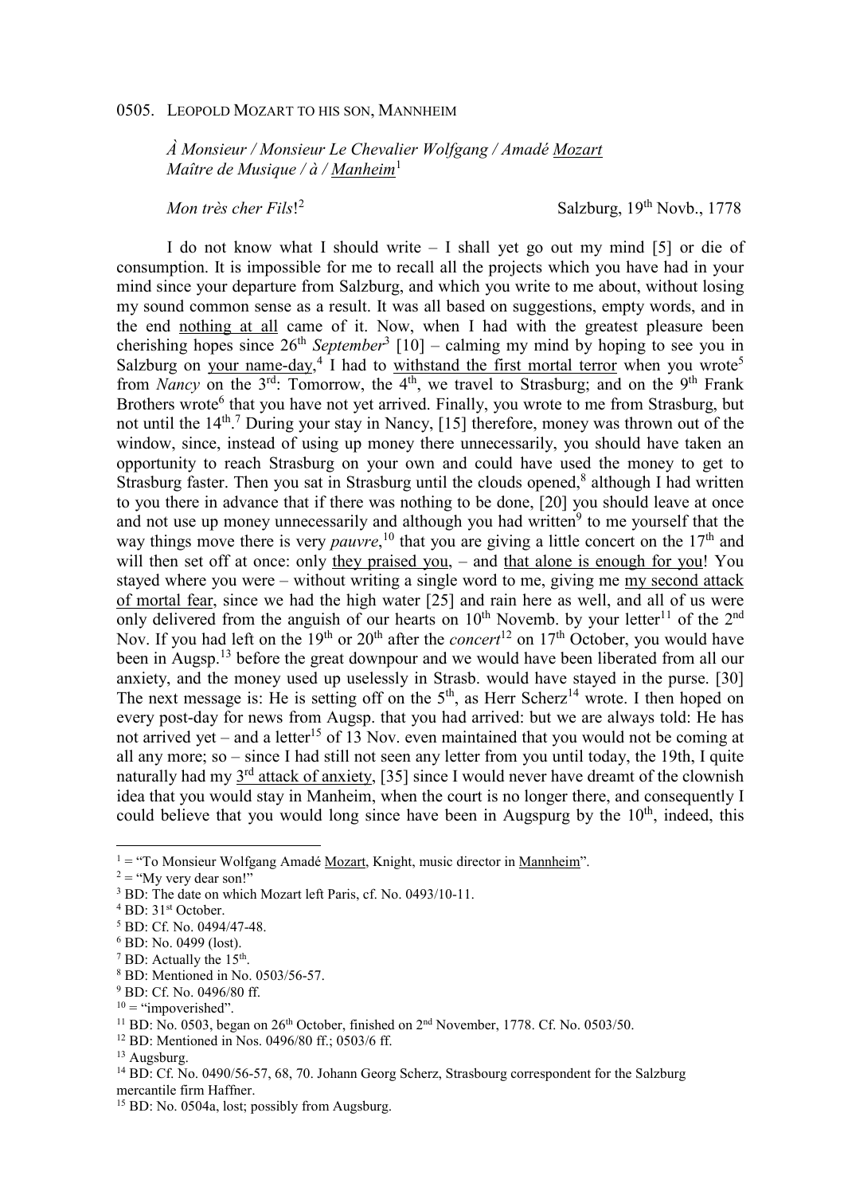0505. LEOPOLD MOZART TO HIS SON, MANNHEIM

*À Monsieur / Monsieur Le Chevalier Wolfgang / Amadé* Mozart
*Maître de Musique / à /* Manheim[1]

*Mon très cher Fils*![2] Salzburg, 19th Novb., 1778

I do not know what I should write – I shall yet go out my mind [5] or die of consumption. It is impossible for me to recall all the projects which you have had in your mind since your departure from Salzburg, and which you write to me about, without losing my sound common sense as a result. It was all based on suggestions, empty words, and in the end nothing at all came of it. Now, when I had with the greatest pleasure been cherishing hopes since 26th *September*[3] [10] – calming my mind by hoping to see you in Salzburg on your name-day,[4] I had to withstand the first mortal terror when you wrote[5] from *Nancy* on the 3rd: Tomorrow, the 4th, we travel to Strasburg; and on the 9th Frank Brothers wrote[6] that you have not yet arrived. Finally, you wrote to me from Strasburg, but not until the 14th.[7] During your stay in Nancy, [15] therefore, money was thrown out of the window, since, instead of using up money there unnecessarily, you should have taken an opportunity to reach Strasburg on your own and could have used the money to get to Strasburg faster. Then you sat in Strasburg until the clouds opened,[8] although I had written to you there in advance that if there was nothing to be done, [20] you should leave at once and not use up money unnecessarily and although you had written[9] to me yourself that the way things move there is very *pauvre*,[10] that you are giving a little concert on the 17th and will then set off at once: only they praised you, – and that alone is enough for you! You stayed where you were – without writing a single word to me, giving me my second attack of mortal fear, since we had the high water [25] and rain here as well, and all of us were only delivered from the anguish of our hearts on 10th Novemb. by your letter[11] of the 2nd Nov. If you had left on the 19th or 20th after the *concert*[12] on 17th October, you would have been in Augsp.[13] before the great downpour and we would have been liberated from all our anxiety, and the money used up uselessly in Strasb. would have stayed in the purse. [30] The next message is: He is setting off on the 5th, as Herr Scherz[14] wrote. I then hoped on every post-day for news from Augsp. that you had arrived: but we are always told: He has not arrived yet – and a letter[15] of 13 Nov. even maintained that you would not be coming at all any more; so – since I had still not seen any letter from you until today, the 19th, I quite naturally had my 3rd attack of anxiety, [35] since I would never have dreamt of the clownish idea that you would stay in Manheim, when the court is no longer there, and consequently I could believe that you would long since have been in Augspurg by the 10th, indeed, this

---

[1] = "To Monsieur Wolfgang Amadé Mozart, Knight, music director in Mannheim".
[2] = "My very dear son!"
[3] BD: The date on which Mozart left Paris, cf. No. 0493/10-11.
[4] BD: 31st October.
[5] BD: Cf. No. 0494/47-48.
[6] BD: No. 0499 (lost).
[7] BD: Actually the 15th.
[8] BD: Mentioned in No. 0503/56-57.
[9] BD: Cf. No. 0496/80 ff.
[10] = "impoverished".
[11] BD: No. 0503, began on 26th October, finished on 2nd November, 1778. Cf. No. 0503/50.
[12] BD: Mentioned in Nos. 0496/80 ff.; 0503/6 ff.
[13] Augsburg.
[14] BD: Cf. No. 0490/56-57, 68, 70. Johann Georg Scherz, Strasbourg correspondent for the Salzburg mercantile firm Haffner.
[15] BD: No. 0504a, lost; possibly from Augsburg.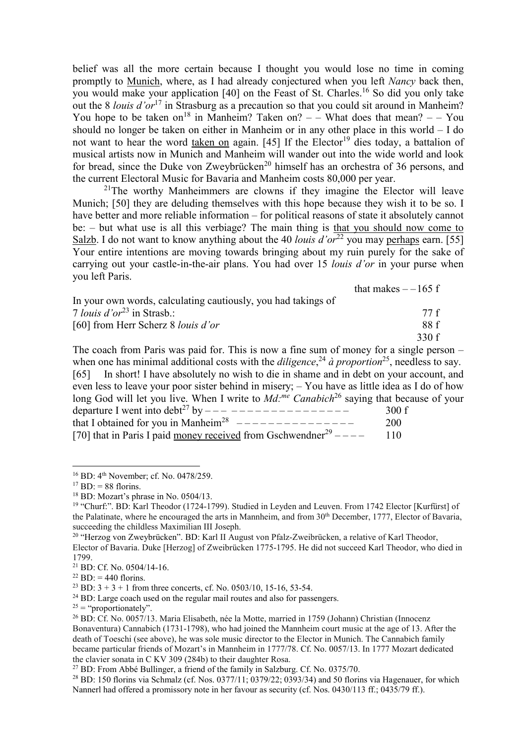belief was all the more certain because I thought you would lose no time in coming promptly to Munich, where, as I had already conjectured when you left *Nancy* back then, you would make your application [40] on the Feast of St. Charles.[16] So did you only take out the 8 *louis d'or*[17] in Strasburg as a precaution so that you could sit around in Manheim? You hope to be taken on[18] in Manheim? Taken on? – – What does that mean? – – You should no longer be taken on either in Manheim or in any other place in this world – I do not want to hear the word taken on again. [45] If the Elector[19] dies today, a battalion of musical artists now in Munich and Manheim will wander out into the wide world and look for bread, since the Duke von Zweybrücken[20] himself has an orchestra of 36 persons, and the current Electoral Music for Bavaria and Manheim costs 80,000 per year.

[21]The worthy Manheimmers are clowns if they imagine the Elector will leave Munich; [50] they are deluding themselves with this hope because they wish it to be so. I have better and more reliable information – for political reasons of state it absolutely cannot be: – but what use is all this verbiage? The main thing is that you should now come to Salzb. I do not want to know anything about the 40 *louis d'or*[22] you may perhaps earn. [55] Your entire intentions are moving towards bringing about my ruin purely for the sake of carrying out your castle-in-the-air plans. You had over 15 *louis d'or* in your purse when you left Paris.

| | |
|---|---|
| | that makes – – 165 f |
| In your own words, calculating cautiously, you had takings of 7 *louis d'or*[23] in Strasb.: | 77 f |
| [60] from Herr Scherz 8 *louis d'or* | 88 f |
| | 330 f |

The coach from Paris was paid for. This is now a fine sum of money for a single person – when one has minimal additional costs with the *diligence*,[24] *à proportion*[25], needless to say. [65] In short! I have absolutely no wish to die in shame and in debt on your account, and even less to leave your poor sister behind in misery; – You have as little idea as I do of how long God will let you live. When I write to *Md:me Canabich*[26] saying that because of your

| | |
|---|---|
| departure I went into debt[27] by – – – – – – – – – – – – – – – – – – – | 300 f |
| that I obtained for you in Manheim[28] – – – – – – – – – – – – – – – | 200 |
| [70] that in Paris I paid money received from Gschwendner[29] – – – – | 110 |

---

[16] BD: 4th November; cf. No. 0478/259.

[17] BD: = 88 florins.

[18] BD: Mozart's phrase in No. 0504/13.

[19] "Churf:". BD: Karl Theodor (1724-1799). Studied in Leyden and Leuven. From 1742 Elector [Kurfürst] of the Palatinate, where he encouraged the arts in Mannheim, and from 30th December, 1777, Elector of Bavaria, succeeding the childless Maximilian III Joseph.

[20] "Herzog von Zweybrücken". BD: Karl II August von Pfalz-Zweibrücken, a relative of Karl Theodor, Elector of Bavaria. Duke [Herzog] of Zweibrücken 1775-1795. He did not succeed Karl Theodor, who died in 1799.

[21] BD: Cf. No. 0504/14-16.

[22] BD: = 440 florins.

[23] BD: 3 + 3 + 1 from three concerts, cf. No. 0503/10, 15-16, 53-54.

[24] BD: Large coach used on the regular mail routes and also for passengers.

[25] = "proportionately".

[26] BD: Cf. No. 0057/13. Maria Elisabeth, née la Motte, married in 1759 (Johann) Christian (Innocenz Bonaventura) Cannabich (1731-1798), who had joined the Mannheim court music at the age of 13. After the death of Toeschi (see above), he was sole music director to the Elector in Munich. The Cannabich family became particular friends of Mozart's in Mannheim in 1777/78. Cf. No. 0057/13. In 1777 Mozart dedicated the clavier sonata in C KV 309 (284b) to their daughter Rosa.

[27] BD: From Abbé Bullinger, a friend of the family in Salzburg. Cf. No. 0375/70.

[28] BD: 150 florins via Schmalz (cf. Nos. 0377/11; 0379/22; 0393/34) and 50 florins via Hagenauer, for which Nannerl had offered a promissory note in her favour as security (cf. Nos. 0430/113 ff.; 0435/79 ff.).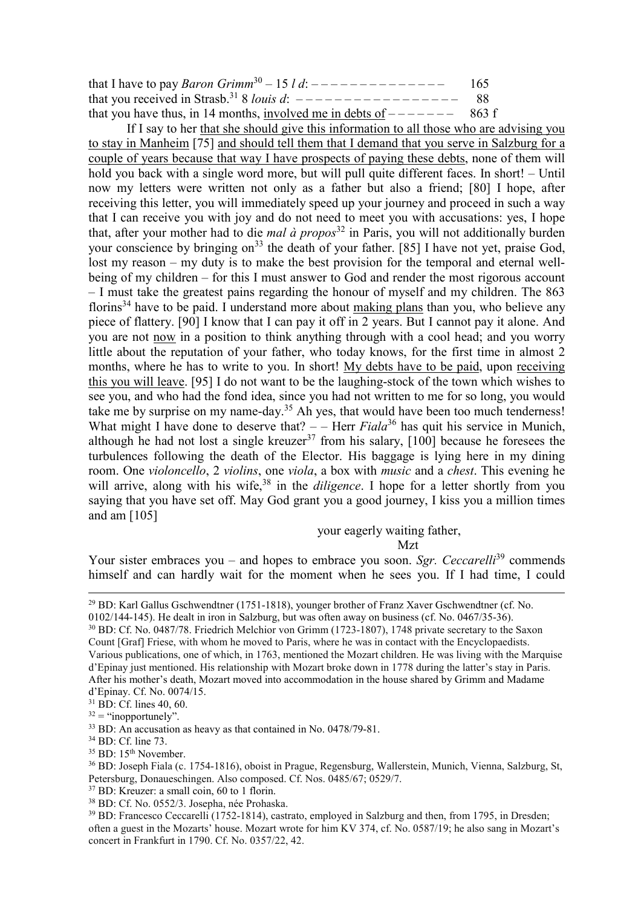that I have to pay *Baron Grimm*[30] – 15 *l d*: – – – – – – – – – – – – – – – 165
that you received in Strasb.[31] 8 *louis d*: – – – – – – – – – – – – – – – – – – 88
that you have thus, in 14 months, <u>involved me in debts of</u> – – – – – – – 863 f

If I say to her <u>that she should give this information to all those who are advising you to stay in Manheim</u> [75] <u>and should tell them that I demand that you serve in Salzburg for a couple of years because that way I have prospects of paying these debts</u>, none of them will hold you back with a single word more, but will pull quite different faces. In short! – Until now my letters were written not only as a father but also a friend; [80] I hope, after receiving this letter, you will immediately speed up your journey and proceed in such a way that I can receive you with joy and do not need to meet you with accusations: yes, I hope that, after your mother had to die *mal à propos*[32] in Paris, you will not additionally burden your conscience by bringing on[33] the death of your father. [85] I have not yet, praise God, lost my reason – my duty is to make the best provision for the temporal and eternal well-being of my children – for this I must answer to God and render the most rigorous account – I must take the greatest pains regarding the honour of myself and my children. The 863 florins[34] have to be paid. I understand more about <u>making plans</u> than you, who believe any piece of flattery. [90] I know that I can pay it off in 2 years. But I cannot pay it alone. And you are not <u>now</u> in a position to think anything through with a cool head; and you worry little about the reputation of your father, who today knows, for the first time in almost 2 months, where he has to write to you. In short! <u>My debts have to be paid</u>, upon <u>receiving this you will leave</u>. [95] I do not want to be the laughing-stock of the town which wishes to see you, and who had the fond idea, since you had not written to me for so long, you would take me by surprise on my name-day.[35] Ah yes, that would have been too much tenderness! What might I have done to deserve that? – – Herr *Fiala*[36] has quit his service in Munich, although he had not lost a single kreuzer[37] from his salary, [100] because he foresees the turbulences following the death of the Elector. His baggage is lying here in my dining room. One *violoncello*, 2 *violins*, one *viola*, a box with *music* and a *chest*. This evening he will arrive, along with his wife,[38] in the *diligence*. I hope for a letter shortly from you saying that you have set off. May God grant you a good journey, I kiss you a million times and am [105]

your eagerly waiting father,

Mzt

Your sister embraces you – and hopes to embrace you soon. *Sgr. Ceccarelli*[39] commends himself and can hardly wait for the moment when he sees you. If I had time, I could

---

[29] BD: Karl Gallus Gschwendtner (1751-1818), younger brother of Franz Xaver Gschwendtner (cf. No. 0102/144-145). He dealt in iron in Salzburg, but was often away on business (cf. No. 0467/35-36).

[30] BD: Cf. No. 0487/78. Friedrich Melchior von Grimm (1723-1807), 1748 private secretary to the Saxon Count [Graf] Friese, with whom he moved to Paris, where he was in contact with the Encyclopaedists. Various publications, one of which, in 1763, mentioned the Mozart children. He was living with the Marquise d'Epinay just mentioned. His relationship with Mozart broke down in 1778 during the latter's stay in Paris. After his mother's death, Mozart moved into accommodation in the house shared by Grimm and Madame d'Epinay. Cf. No. 0074/15.

[31] BD: Cf. lines 40, 60.

[32] = "inopportunely".

[33] BD: An accusation as heavy as that contained in No. 0478/79-81.

[34] BD: Cf. line 73.

[35] BD: 15th November.

[36] BD: Joseph Fiala (c. 1754-1816), oboist in Prague, Regensburg, Wallerstein, Munich, Vienna, Salzburg, St, Petersburg, Donaueschingen. Also composed. Cf. Nos. 0485/67; 0529/7.

[37] BD: Kreuzer: a small coin, 60 to 1 florin.

[38] BD: Cf. No. 0552/3. Josepha, née Prohaska.

[39] BD: Francesco Ceccarelli (1752-1814), castrato, employed in Salzburg and then, from 1795, in Dresden; often a guest in the Mozarts' house. Mozart wrote for him KV 374, cf. No. 0587/19; he also sang in Mozart's concert in Frankfurt in 1790. Cf. No. 0357/22, 42.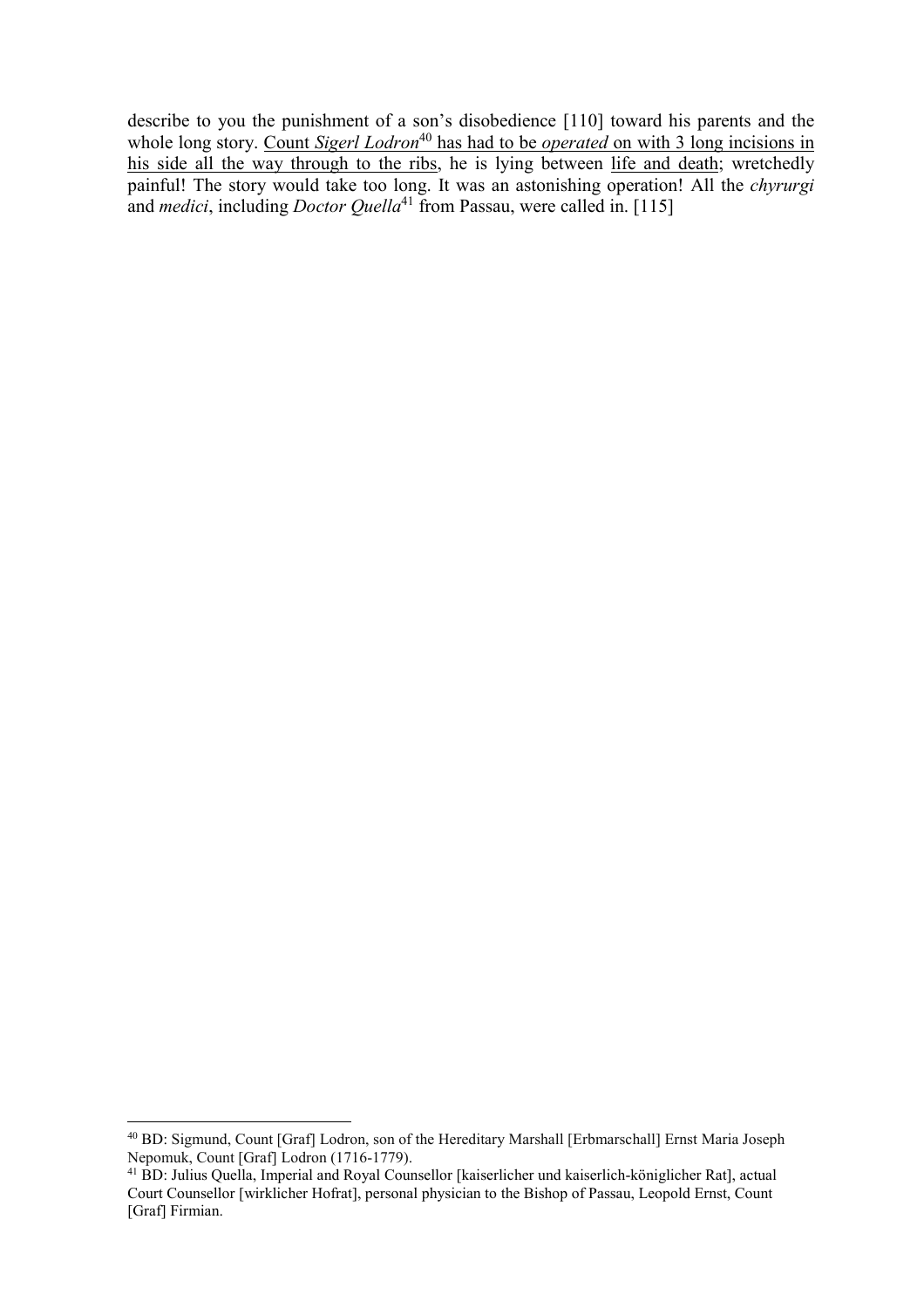describe to you the punishment of a son's disobedience [110] toward his parents and the whole long story. <u>Count *Sigerl Lodron*[40] has had to be *operated* on with 3 long incisions in his side all the way through to the ribs</u>, he is lying between <u>life and death</u>; wretchedly painful! The story would take too long. It was an astonishing operation! All the *chyrurgi* and *medici*, including *Doctor Quella*[41] from Passau, were called in. [115]

---

[40] BD: Sigmund, Count [Graf] Lodron, son of the Hereditary Marshall [Erbmarschall] Ernst Maria Joseph Nepomuk, Count [Graf] Lodron (1716-1779).

[41] BD: Julius Quella, Imperial and Royal Counsellor [kaiserlicher und kaiserlich-königlicher Rat], actual Court Counsellor [wirklicher Hofrat], personal physician to the Bishop of Passau, Leopold Ernst, Count [Graf] Firmian.